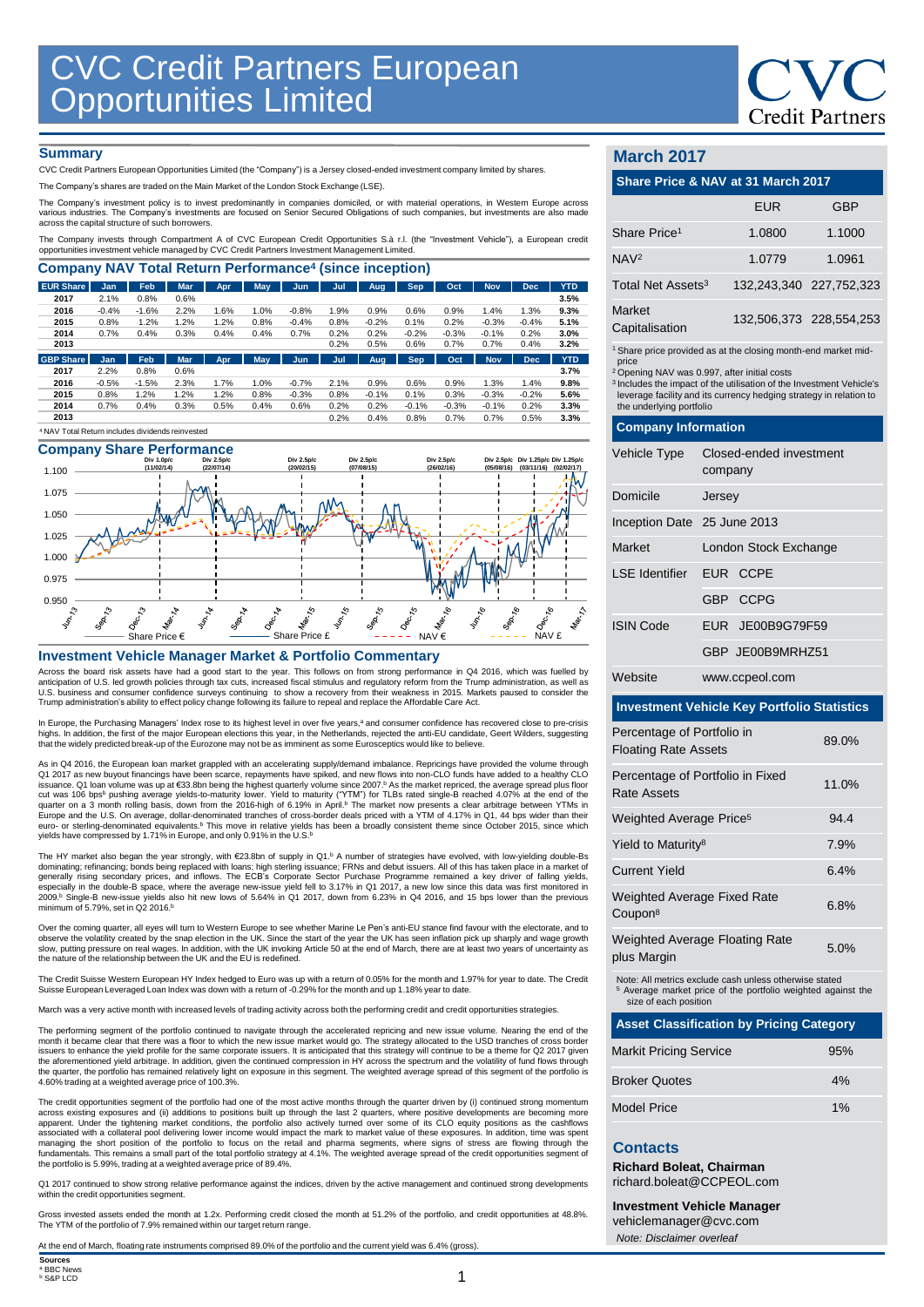# CVC Credit Partners European Opportunities Limited

CVC Credit Partners

## Summary

CVC Credit Partners European Opportunities Limited (the "Company") is a Jersey closed-ended investment company limited by shares.

The Company's shares are traded on the Main Market of the London Stock Exchange (LSE).

The Company's investment policy is to invest predominantly in companies domiciled, or with material operations, in Western Europe across various industries. The Company's investments are focused on Senior Secured Obligations of such companies, but investments are also made across the capital structure of such borrowers.

The Company invests through Compartment A of CVC European Credit Opportunities S.à r.l. (the "Investment Vehicle"), a European credit opportunities investment vehicle managed by CVC Credit Partners Investment Management Limited.

## Company NAV Total Return Performance[4] (since inception)

| EUR Share | Jan | Feb | Mar | Apr | May | Jun | Jul | Aug | Sep | Oct | Nov | Dec | YTD |
|---|---|---|---|---|---|---|---|---|---|---|---|---|---|
| 2017 | 2.1% | 0.8% | 0.6% | | | | | | | | | | 3.5% |
| 2016 | -0.4% | -1.6% | 2.2% | 1.6% | 1.0% | -0.8% | 1.9% | 0.9% | 0.6% | 0.9% | 1.4% | 1.3% | 9.3% |
| 2015 | 0.8% | 1.2% | 1.2% | 1.2% | 0.8% | -0.4% | 0.8% | -0.2% | 0.1% | 0.2% | -0.3% | -0.4% | 5.1% |
| 2014 | 0.7% | 0.4% | 0.3% | 0.4% | 0.4% | 0.7% | 0.2% | 0.2% | -0.2% | -0.3% | -0.1% | 0.2% | 3.0% |
| 2013 | | | | | | | 0.2% | 0.5% | 0.6% | 0.7% | 0.7% | 0.4% | 3.2% |

| GBP Share | Jan | Feb | Mar | Apr | May | Jun | Jul | Aug | Sep | Oct | Nov | Dec | YTD |
|---|---|---|---|---|---|---|---|---|---|---|---|---|---|
| 2017 | 2.2% | 0.8% | 0.6% | | | | | | | | | | 3.7% |
| 2016 | -0.5% | -1.5% | 2.3% | 1.7% | 1.0% | -0.7% | 2.1% | 0.9% | 0.6% | 0.9% | 1.3% | 1.4% | 9.8% |
| 2015 | 0.8% | 1.2% | 1.2% | 1.2% | 0.8% | -0.3% | 0.8% | -0.1% | 0.1% | 0.3% | -0.3% | -0.2% | 5.6% |
| 2014 | 0.7% | 0.4% | 0.3% | 0.5% | 0.4% | 0.6% | 0.2% | 0.2% | -0.1% | -0.3% | -0.1% | 0.2% | 3.3% |
| 2013 | | | | | | | 0.2% | 0.4% | 0.8% | 0.7% | 0.7% | 0.5% | 3.3% |

[4] NAV Total Return includes dividends reinvested

## Company Share Performance

Div 1.0p/c (11/02/14)
Div 2.5p/c (22/07/14)
Div 2.5p/c (20/02/15)
Div 2.5p/c (07/08/15)
Div 2.5p/c (26/02/16)
Div 2.5p/c (05/08/16)
Div 1.25p/c (03/11/16)
Div 1.25p/c (02/02/17)

1.100
1.075
1.050
1.025
1.000
0.975
0.950

Jun-13, Sep-13, Dec-13, Mar-14, Jun-14, Sep-14, Dec-14, Mar-15, Jun-15, Sep-15, Dec-15, Mar-16, Jun-16, Sep-16, Dec-16, Mar-17

Share Price € — Share Price £ — NAV € — NAV £

## Investment Vehicle Manager Market & Portfolio Commentary

Across the board risk assets have had a good start to the year. This follows on from strong performance in Q4 2016, which was fuelled by anticipation of U.S. led growth policies through tax cuts, increased fiscal stimulus and regulatory reform from the Trump administration, as well as U.S. business and consumer confidence surveys continuing to show a recovery from their weakness in 2015. Markets paused to consider the Trump administration's ability to effect policy change following its failure to repeal and replace the Affordable Care Act.

In Europe, the Purchasing Managers' Index rose to its highest level in over five years,[a] and consumer confidence has recovered close to pre-crisis highs. In addition, the first of the major European elections this year, in the Netherlands, rejected the anti-EU candidate, Geert Wilders, suggesting that the widely predicted break-up of the Eurozone may not be as imminent as some Eurosceptics would like to believe.

As in Q4 2016, the European loan market grappled with an accelerating supply/demand imbalance. Repricings have provided the volume through Q1 2017 as new buyout financings have been scarce, repayments have spiked, and new flows into non-CLO funds have added to a healthy CLO issuance. Q1 loan volume was up at €33.8bn being the highest quarterly volume since 2007.[b] As the market repriced, the average spread plus floor cut was 106 bps[b] pushing average yields-to-maturity lower. Yield to maturity ("YTM") for TLBs rated single-B reached 4.07% at the end of the quarter on a 3 month rolling basis, down from the 2016-high of 6.19% in April.[b] The market now presents a clear arbitrage between YTMs in Europe and the U.S. On average, dollar-denominated tranches of cross-border deals priced with a YTM of 4.17% in Q1, 44 bps wider than their euro- or sterling-denominated equivalents.[b] This move in relative yields has been a broadly consistent theme since October 2015, since which yields have compressed by 1.71% in Europe, and only 0.91% in the U.S.[b]

The HY market also began the year strongly, with €23.8bn of supply in Q1.[b] A number of strategies have evolved, with low-yielding double-Bs dominating; refinancing; bonds being replaced with loans; high sterling issuance; FRNs and debut issuers. All of this has taken place in a market of generally rising secondary prices, and inflows. The ECB's Corporate Sector Purchase Programme remained a key driver of falling yields, especially in the double-B space, where the average new-issue yield fell to 3.17% in Q1 2017, a new low since this data was first monitored in 2009.[b] Single-B new-issue yields also hit new lows of 5.64% in Q1 2017, down from 6.23% in Q4 2016, and 15 bps lower than the previous minimum of 5.79%, set in Q2 2016.[b]

Over the coming quarter, all eyes will turn to Western Europe to see whether Marine Le Pen's anti-EU stance find favour with the electorate, and to observe the volatility created by the snap election in the UK. Since the start of the year the UK has seen inflation pick up sharply and wage growth slow, putting pressure on real wages. In addition, with the UK invoking Article 50 at the end of March, there are at least two years of uncertainty as the nature of the relationship between the UK and the EU is redefined.

The Credit Suisse Western European HY Index hedged to Euro was up with a return of 0.05% for the month and 1.97% for year to date. The Credit Suisse European Leveraged Loan Index was down with a return of -0.29% for the month and up 1.18% year to date.

March was a very active month with increased levels of trading activity across both the performing credit and credit opportunities strategies.

The performing segment of the portfolio continued to navigate through the accelerated repricing and new issue volume. Nearing the end of the month it became clear that there was a floor to which the new issue market would go. The strategy allocated to the USD tranches of cross border issuers to enhance the yield profile for the same corporate issuers. It is anticipated that this strategy will continue to be a theme for Q2 2017 given the aforementioned yield arbitrage. In addition, given the continued compression in HY across the spectrum and the volatility of fund flows through the quarter, the portfolio has remained relatively light on exposure in this segment. The weighted average spread of this segment of the portfolio is 4.60% trading at a weighted average price of 100.3%.

The credit opportunities segment of the portfolio had one of the most active months through the quarter driven by (i) continued strong momentum across existing exposures and (ii) additions to positions built up through the last 2 quarters, where positive developments are becoming more apparent. Under the tightening market conditions, the portfolio also actively turned over some of its CLO equity positions as the cashflows associated with a collateral pool delivering lower income would impact the mark to market value of these exposures. In addition, time was spent managing the short position of the portfolio to focus on the retail and pharma segments, where signs of stress are flowing through the fundamentals. This remains a small part of the total portfolio strategy at 4.1%. The weighted average spread of the credit opportunities segment of the portfolio is 5.99%, trading at a weighted average price of 89.4%.

Q1 2017 continued to show strong relative performance against the indices, driven by the active management and continued strong developments within the credit opportunities segment.

Gross invested assets ended the month at 1.2x. Performing credit closed the month at 51.2% of the portfolio, and credit opportunities at 48.8%. The YTM of the portfolio of 7.9% remained within our target return range.

At the end of March, floating rate instruments comprised 89.0% of the portfolio and the current yield was 6.4% (gross).

**Sources**
[a] BBC News
[b] S&P LCD

## March 2017

### Share Price & NAV at 31 March 2017

| | EUR | GBP |
|---|---|---|
| Share Price[1] | 1.0800 | 1.1000 |
| NAV[2] | 1.0779 | 1.0961 |
| Total Net Assets[3] | 132,243,340 | 227,752,323 |
| Market Capitalisation | 132,506,373 | 228,554,253 |

[1] Share price provided as at the closing month-end market mid-price
[2] Opening NAV was 0.997, after initial costs
[3] Includes the impact of the utilisation of the Investment Vehicle's leverage facility and its currency hedging strategy in relation to the underlying portfolio

### Company Information

| | |
|---|---|
| Vehicle Type | Closed-ended investment company |
| Domicile | Jersey |
| Inception Date | 25 June 2013 |
| Market | London Stock Exchange |
| LSE Identifier | EUR CCPE |
| | GBP CCPG |
| ISIN Code | EUR JE00B9G79F59 |
| | GBP JE00B9MRHZ51 |
| Website | www.ccpeol.com |

### Investment Vehicle Key Portfolio Statistics

| | |
|---|---|
| Percentage of Portfolio in Floating Rate Assets | 89.0% |
| Percentage of Portfolio in Fixed Rate Assets | 11.0% |
| Weighted Average Price[5] | 94.4 |
| Yield to Maturity[8] | 7.9% |
| Current Yield | 6.4% |
| Weighted Average Fixed Rate Coupon[8] | 6.8% |
| Weighted Average Floating Rate plus Margin | 5.0% |

Note: All metrics exclude cash unless otherwise stated
[5] Average market price of the portfolio weighted against the size of each position

### Asset Classification by Pricing Category

| | |
|---|---|
| Markit Pricing Service | 95% |
| Broker Quotes | 4% |
| Model Price | 1% |

## Contacts

**Richard Boleat, Chairman**
richard.boleat@CCPEOL.com

**Investment Vehicle Manager**
vehiclemanager@cvc.com

*Note: Disclaimer overleaf*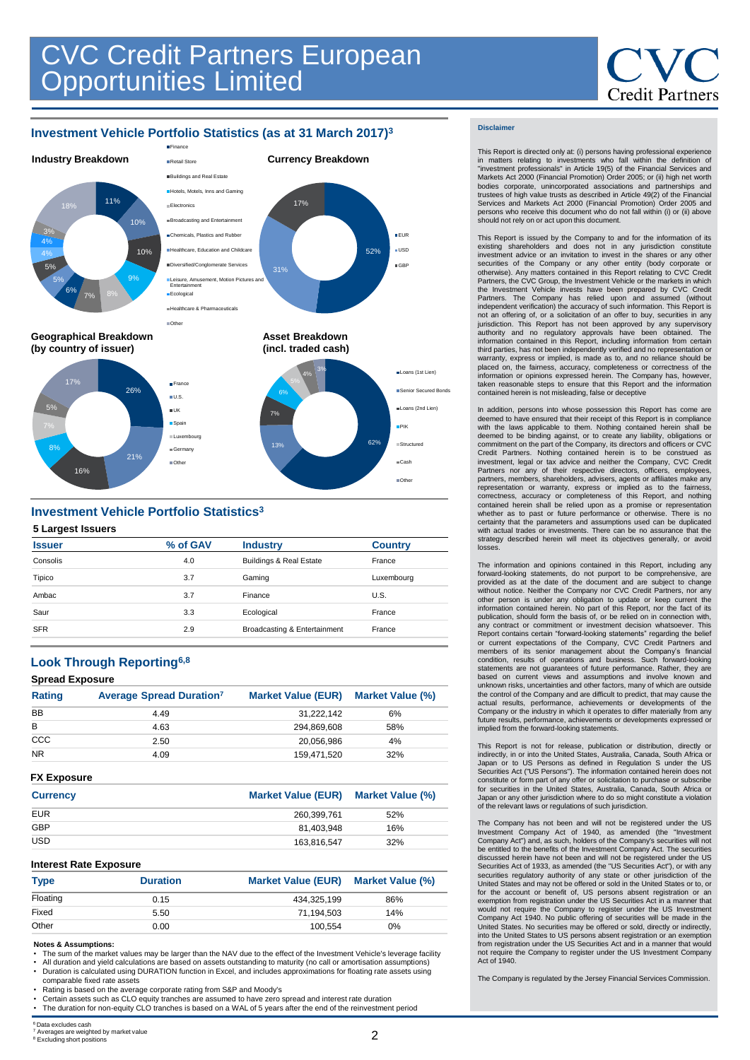# CVC Credit Partners European Opportunities Limited

## Investment Vehicle Portfolio Statistics (as at 31 March 2017)[3]

**Industry Breakdown**

11%
10%
10%
9%
8%
7%
6%
5%
5%
4%
4%
3%
18%

Finance
Retail Store
Buildings and Real Estate
Hotels, Motels, Inns and Gaming
Electronics
Broadcasting and Entertainment
Chemicals, Plastics and Rubber
Healthcare, Education and Childcare
Diversified/Conglomerate Services
Leisure, Amusement, Motion Pictures and Entertainment
Ecological
Healthcare & Pharmaceuticals
Other

**Currency Breakdown**

52%
31%
17%

EUR
USD
GBP

**Geographical Breakdown (by country of issuer)**

26%
21%
16%
8%
7%
5%
17%

France
U.S.
UK
Spain
Luxembourg
Germany
Other

**Asset Breakdown (incl. traded cash)**

62%
13%
7%
6%
5%
4%
3%

Loans (1st Lien)
Senior Secured Bonds
Loans (2nd Lien)
PIK
Structured
Cash
Other

## Investment Vehicle Portfolio Statistics[3]

### 5 Largest Issuers

| Issuer | % of GAV | Industry | Country |
|---|---|---|---|
| Consolis | 4.0 | Buildings & Real Estate | France |
| Tipico | 3.7 | Gaming | Luxembourg |
| Ambac | 3.7 | Finance | U.S. |
| Saur | 3.3 | Ecological | France |
| SFR | 2.9 | Broadcasting & Entertainment | France |

## Look Through Reporting[6,8]

### Spread Exposure

| Rating | Average Spread Duration[7] | Market Value (EUR) | Market Value (%) |
|---|---|---|---|
| BB | 4.49 | 31,222,142 | 6% |
| B | 4.63 | 294,869,608 | 58% |
| CCC | 2.50 | 20,056,986 | 4% |
| NR | 4.09 | 159,471,520 | 32% |

### FX Exposure

| Currency | Market Value (EUR) | Market Value (%) |
|---|---|---|
| EUR | 260,399,761 | 52% |
| GBP | 81,403,948 | 16% |
| USD | 163,816,547 | 32% |

### Interest Rate Exposure

| Type | Duration | Market Value (EUR) | Market Value (%) |
|---|---|---|---|
| Floating | 0.15 | 434,325,199 | 86% |
| Fixed | 5.50 | 71,194,503 | 14% |
| Other | 0.00 | 100,554 | 0% |

**Notes & Assumptions:**

- The sum of the market values may be larger than the NAV due to the effect of the Investment Vehicle's leverage facility
- All duration and yield calculations are based on assets outstanding to maturity (no call or amortisation assumptions)
- Duration is calculated using DURATION function in Excel, and includes approximations for floating rate assets using comparable fixed rate assets
- Rating is based on the average corporate rating from S&P and Moody's
- Certain assets such as CLO equity tranches are assumed to have zero spread and interest rate duration
- The duration for non-equity CLO tranches is based on a WAL of 5 years after the end of the reinvestment period

[6] Data excludes cash
[7] Averages are weighted by market value
[8] Excluding short positions

### Disclaimer

This Report is directed only at: (i) persons having professional experience in matters relating to investments who fall within the definition of "investment professionals" in Article 19(5) of the Financial Services and Markets Act 2000 (Financial Promotion) Order 2005; or (ii) high net worth bodies corporate, unincorporated associations and partnerships and trustees of high value trusts as described in Article 49(2) of the Financial Services and Markets Act 2000 (Financial Promotion) Order 2005 and persons who receive this document who do not fall within (i) or (ii) above should not rely on or act upon this document.

This Report is issued by the Company to and for the information of its existing shareholders and does not in any jurisdiction constitute investment advice or an invitation to invest in the shares or any other securities of the Company or any other entity (body corporate or otherwise). Any matters contained in this Report relating to CVC Credit Partners, the CVC Group, the Investment Vehicle or the markets in which the Investment Vehicle invests have been prepared by CVC Credit Partners. The Company has relied upon and assumed (without independent verification) the accuracy of such information. This Report is not an offering of, or a solicitation of an offer to buy, securities in any jurisdiction. This Report has not been approved by any supervisory authority and no regulatory approvals have been obtained. The information contained in this Report, including information from certain third parties, has not been independently verified and no representation or warranty, express or implied, is made as to, and no reliance should be placed on, the fairness, accuracy, completeness or correctness of the information or opinions expressed herein. The Company has, however, taken reasonable steps to ensure that this Report and the information contained herein is not misleading, false or deceptive

In addition, persons into whose possession this Report has come are deemed to have ensured that their receipt of this Report is in compliance with the laws applicable to them. Nothing contained herein shall be deemed to be binding against, or to create any liability, obligations or commitment on the part of the Company, its directors and officers or CVC Credit Partners. Nothing contained herein is to be construed as investment, legal or tax advice and neither the Company, CVC Credit Partners nor any of their respective directors, officers, employees, partners, members, shareholders, advisers, agents or affiliates make any representation or warranty, express or implied as to the fairness, correctness, accuracy or completeness of this Report, and nothing contained herein shall be relied upon as a promise or representation whether as to past or future performance or otherwise. There is no certainty that the parameters and assumptions used can be duplicated with actual trades or investments. There can be no assurance that the strategy described herein will meet its objectives generally, or avoid losses.

The information and opinions contained in this Report, including any forward-looking statements, do not purport to be comprehensive, are provided as at the date of the document and are subject to change without notice. Neither the Company nor CVC Credit Partners, nor any other person is under any obligation to update or keep current the information contained herein. No part of this Report, nor the fact of its publication, should form the basis of, or be relied on in connection with, any contract or commitment or investment decision whatsoever. This Report contains certain "forward-looking statements" regarding the belief or current expectations of the Company, CVC Credit Partners and members of its senior management about the Company's financial condition, results of operations and business. Such forward-looking statements are not guarantees of future performance. Rather, they are based on current views and assumptions and involve known and unknown risks, uncertainties and other factors, many of which are outside the control of the Company and are difficult to predict, that may cause the actual results, performance, achievements or developments of the Company or the industry in which it operates to differ materially from any future results, performance, achievements or developments expressed or implied from the forward-looking statements.

This Report is not for release, publication or distribution, directly or indirectly, in or into the United States, Australia, Canada, South Africa or Japan or to US Persons as defined in Regulation S under the US Securities Act ("US Persons"). The information contained herein does not constitute or form part of any offer or solicitation to purchase or subscribe for securities in the United States, Australia, Canada, South Africa or Japan or any other jurisdiction where to do so might constitute a violation of the relevant laws or regulations of such jurisdiction.

The Company has not been and will not be registered under the US Investment Company Act of 1940, as amended (the "Investment Company Act") and, as such, holders of the Company's securities will not be entitled to the benefits of the Investment Company Act. The securities discussed herein have not been and will not be registered under the US Securities Act of 1933, as amended (the "US Securities Act"), or with any securities regulatory authority of any state or other jurisdiction of the United States and may not be offered or sold in the United States or to, or for the account or benefit of, US persons absent registration or an exemption from registration under the US Securities Act in a manner that would not require the Company to register under the US Investment Company Act 1940. No public offering of securities will be made in the United States. No securities may be offered or sold, directly or indirectly, into the United States to US persons absent registration or an exemption from registration under the US Securities Act and in a manner that would not require the Company to register under the US Investment Company Act of 1940.

The Company is regulated by the Jersey Financial Services Commission.